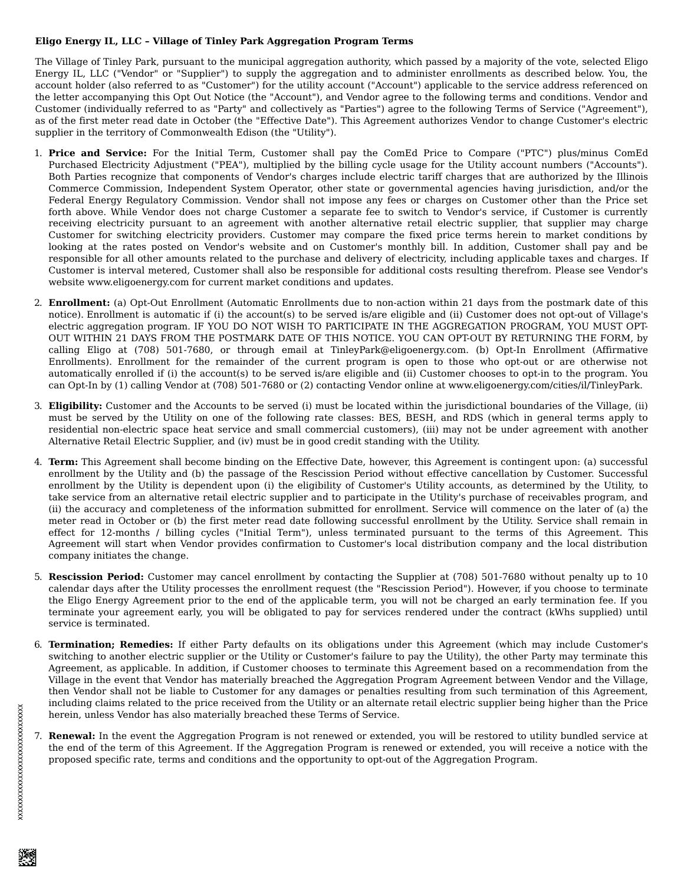**Eligo Energy IL, LLC – Village of Tinley Park Aggregation Program Terms**

The Village of Tinley Park, pursuant to the municipal aggregation authority, which passed by a majority of the vote, selected Eligo Energy IL, LLC ("Vendor" or "Supplier") to supply the aggregation and to administer enrollments as described below. You, the account holder (also referred to as "Customer") for the utility account ("Account") applicable to the service address referenced on the letter accompanying this Opt Out Notice (the "Account"), and Vendor agree to the following terms and conditions. Vendor and Customer (individually referred to as "Party" and collectively as "Parties") agree to the following Terms of Service ("Agreement"), as of the first meter read date in October (the "Effective Date"). This Agreement authorizes Vendor to change Customer's electric supplier in the territory of Commonwealth Edison (the "Utility").

1. **Price and Service:** For the Initial Term, Customer shall pay the ComEd Price to Compare ("PTC") plus/minus ComEd Purchased Electricity Adjustment ("PEA"), multiplied by the billing cycle usage for the Utility account numbers ("Accounts"). Both Parties recognize that components of Vendor's charges include electric tariff charges that are authorized by the Illinois Commerce Commission, Independent System Operator, other state or governmental agencies having jurisdiction, and/or the Federal Energy Regulatory Commission. Vendor shall not impose any fees or charges on Customer other than the Price set forth above. While Vendor does not charge Customer a separate fee to switch to Vendor's service, if Customer is currently receiving electricity pursuant to an agreement with another alternative retail electric supplier, that supplier may charge Customer for switching electricity providers. Customer may compare the fixed price terms herein to market conditions by looking at the rates posted on Vendor's website and on Customer's monthly bill. In addition, Customer shall pay and be responsible for all other amounts related to the purchase and delivery of electricity, including applicable taxes and charges. If Customer is interval metered, Customer shall also be responsible for additional costs resulting therefrom. Please see Vendor's website www.eligoenergy.com for current market conditions and updates.

2. **Enrollment:** (a) Opt-Out Enrollment (Automatic Enrollments due to non-action within 21 days from the postmark date of this notice). Enrollment is automatic if (i) the account(s) to be served is/are eligible and (ii) Customer does not opt-out of Village's electric aggregation program. IF YOU DO NOT WISH TO PARTICIPATE IN THE AGGREGATION PROGRAM, YOU MUST OPT-OUT WITHIN 21 DAYS FROM THE POSTMARK DATE OF THIS NOTICE. YOU CAN OPT-OUT BY RETURNING THE FORM, by calling Eligo at (708) 501-7680, or through email at TinleyPark@eligoenergy.com. (b) Opt-In Enrollment (Affirmative Enrollments). Enrollment for the remainder of the current program is open to those who opt-out or are otherwise not automatically enrolled if (i) the account(s) to be served is/are eligible and (ii) Customer chooses to opt-in to the program. You can Opt-In by (1) calling Vendor at (708) 501-7680 or (2) contacting Vendor online at www.eligoenergy.com/cities/il/TinleyPark.

3. **Eligibility:** Customer and the Accounts to be served (i) must be located within the jurisdictional boundaries of the Village, (ii) must be served by the Utility on one of the following rate classes: BES, BESH, and RDS (which in general terms apply to residential non-electric space heat service and small commercial customers), (iii) may not be under agreement with another Alternative Retail Electric Supplier, and (iv) must be in good credit standing with the Utility.

4. **Term:** This Agreement shall become binding on the Effective Date, however, this Agreement is contingent upon: (a) successful enrollment by the Utility and (b) the passage of the Rescission Period without effective cancellation by Customer. Successful enrollment by the Utility is dependent upon (i) the eligibility of Customer's Utility accounts, as determined by the Utility, to take service from an alternative retail electric supplier and to participate in the Utility's purchase of receivables program, and (ii) the accuracy and completeness of the information submitted for enrollment. Service will commence on the later of (a) the meter read in October or (b) the first meter read date following successful enrollment by the Utility. Service shall remain in effect for 12-months / billing cycles ("Initial Term"), unless terminated pursuant to the terms of this Agreement. This Agreement will start when Vendor provides confirmation to Customer's local distribution company and the local distribution company initiates the change.

5. **Rescission Period:** Customer may cancel enrollment by contacting the Supplier at (708) 501-7680 without penalty up to 10 calendar days after the Utility processes the enrollment request (the "Rescission Period"). However, if you choose to terminate the Eligo Energy Agreement prior to the end of the applicable term, you will not be charged an early termination fee. If you terminate your agreement early, you will be obligated to pay for services rendered under the contract (kWhs supplied) until service is terminated.

6. **Termination; Remedies:** If either Party defaults on its obligations under this Agreement (which may include Customer's switching to another electric supplier or the Utility or Customer's failure to pay the Utility), the other Party may terminate this Agreement, as applicable. In addition, if Customer chooses to terminate this Agreement based on a recommendation from the Village in the event that Vendor has materially breached the Aggregation Program Agreement between Vendor and the Village, then Vendor shall not be liable to Customer for any damages or penalties resulting from such termination of this Agreement, including claims related to the price received from the Utility or an alternate retail electric supplier being higher than the Price herein, unless Vendor has also materially breached these Terms of Service.

7. **Renewal:** In the event the Aggregation Program is not renewed or extended, you will be restored to utility bundled service at the end of the term of this Agreement. If the Aggregation Program is renewed or extended, you will receive a notice with the proposed specific rate, terms and conditions and the opportunity to opt-out of the Aggregation Program.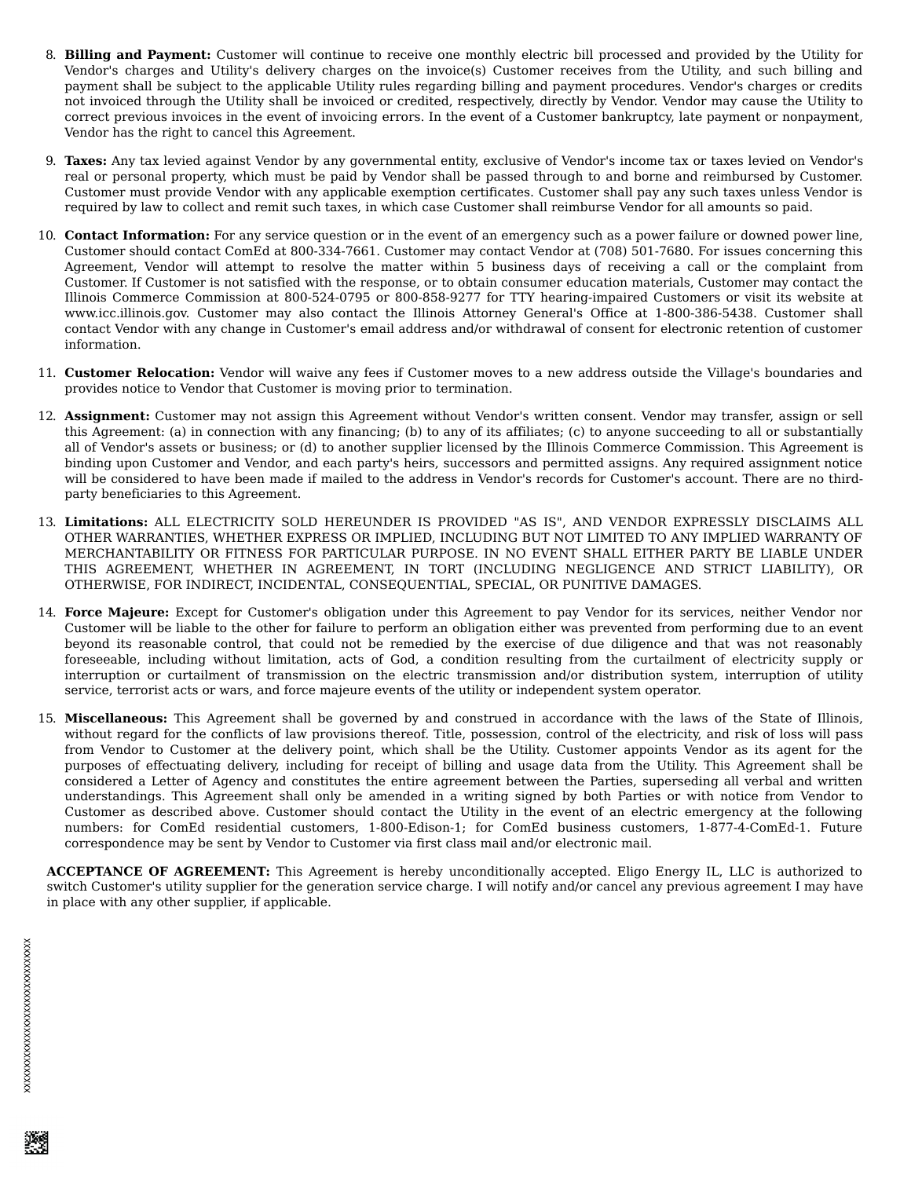8. **Billing and Payment:** Customer will continue to receive one monthly electric bill processed and provided by the Utility for Vendor's charges and Utility's delivery charges on the invoice(s) Customer receives from the Utility, and such billing and payment shall be subject to the applicable Utility rules regarding billing and payment procedures. Vendor's charges or credits not invoiced through the Utility shall be invoiced or credited, respectively, directly by Vendor. Vendor may cause the Utility to correct previous invoices in the event of invoicing errors. In the event of a Customer bankruptcy, late payment or nonpayment, Vendor has the right to cancel this Agreement.

9. **Taxes:** Any tax levied against Vendor by any governmental entity, exclusive of Vendor's income tax or taxes levied on Vendor's real or personal property, which must be paid by Vendor shall be passed through to and borne and reimbursed by Customer. Customer must provide Vendor with any applicable exemption certificates. Customer shall pay any such taxes unless Vendor is required by law to collect and remit such taxes, in which case Customer shall reimburse Vendor for all amounts so paid.

10. **Contact Information:** For any service question or in the event of an emergency such as a power failure or downed power line, Customer should contact ComEd at 800-334-7661. Customer may contact Vendor at (708) 501-7680. For issues concerning this Agreement, Vendor will attempt to resolve the matter within 5 business days of receiving a call or the complaint from Customer. If Customer is not satisfied with the response, or to obtain consumer education materials, Customer may contact the Illinois Commerce Commission at 800-524-0795 or 800-858-9277 for TTY hearing-impaired Customers or visit its website at www.icc.illinois.gov. Customer may also contact the Illinois Attorney General's Office at 1-800-386-5438. Customer shall contact Vendor with any change in Customer's email address and/or withdrawal of consent for electronic retention of customer information.

11. **Customer Relocation:** Vendor will waive any fees if Customer moves to a new address outside the Village's boundaries and provides notice to Vendor that Customer is moving prior to termination.

12. **Assignment:** Customer may not assign this Agreement without Vendor's written consent. Vendor may transfer, assign or sell this Agreement: (a) in connection with any financing; (b) to any of its affiliates; (c) to anyone succeeding to all or substantially all of Vendor's assets or business; or (d) to another supplier licensed by the Illinois Commerce Commission. This Agreement is binding upon Customer and Vendor, and each party's heirs, successors and permitted assigns. Any required assignment notice will be considered to have been made if mailed to the address in Vendor's records for Customer's account. There are no third-party beneficiaries to this Agreement.

13. **Limitations:** ALL ELECTRICITY SOLD HEREUNDER IS PROVIDED "AS IS", AND VENDOR EXPRESSLY DISCLAIMS ALL OTHER WARRANTIES, WHETHER EXPRESS OR IMPLIED, INCLUDING BUT NOT LIMITED TO ANY IMPLIED WARRANTY OF MERCHANTABILITY OR FITNESS FOR PARTICULAR PURPOSE. IN NO EVENT SHALL EITHER PARTY BE LIABLE UNDER THIS AGREEMENT, WHETHER IN AGREEMENT, IN TORT (INCLUDING NEGLIGENCE AND STRICT LIABILITY), OR OTHERWISE, FOR INDIRECT, INCIDENTAL, CONSEQUENTIAL, SPECIAL, OR PUNITIVE DAMAGES.

14. **Force Majeure:** Except for Customer's obligation under this Agreement to pay Vendor for its services, neither Vendor nor Customer will be liable to the other for failure to perform an obligation either was prevented from performing due to an event beyond its reasonable control, that could not be remedied by the exercise of due diligence and that was not reasonably foreseeable, including without limitation, acts of God, a condition resulting from the curtailment of electricity supply or interruption or curtailment of transmission on the electric transmission and/or distribution system, interruption of utility service, terrorist acts or wars, and force majeure events of the utility or independent system operator.

15. **Miscellaneous:** This Agreement shall be governed by and construed in accordance with the laws of the State of Illinois, without regard for the conflicts of law provisions thereof. Title, possession, control of the electricity, and risk of loss will pass from Vendor to Customer at the delivery point, which shall be the Utility. Customer appoints Vendor as its agent for the purposes of effectuating delivery, including for receipt of billing and usage data from the Utility. This Agreement shall be considered a Letter of Agency and constitutes the entire agreement between the Parties, superseding all verbal and written understandings. This Agreement shall only be amended in a writing signed by both Parties or with notice from Vendor to Customer as described above. Customer should contact the Utility in the event of an electric emergency at the following numbers: for ComEd residential customers, 1-800-Edison-1; for ComEd business customers, 1-877-4-ComEd-1. Future correspondence may be sent by Vendor to Customer via first class mail and/or electronic mail.

**ACCEPTANCE OF AGREEMENT:** This Agreement is hereby unconditionally accepted. Eligo Energy IL, LLC is authorized to switch Customer's utility supplier for the generation service charge. I will notify and/or cancel any previous agreement I may have in place with any other supplier, if applicable.